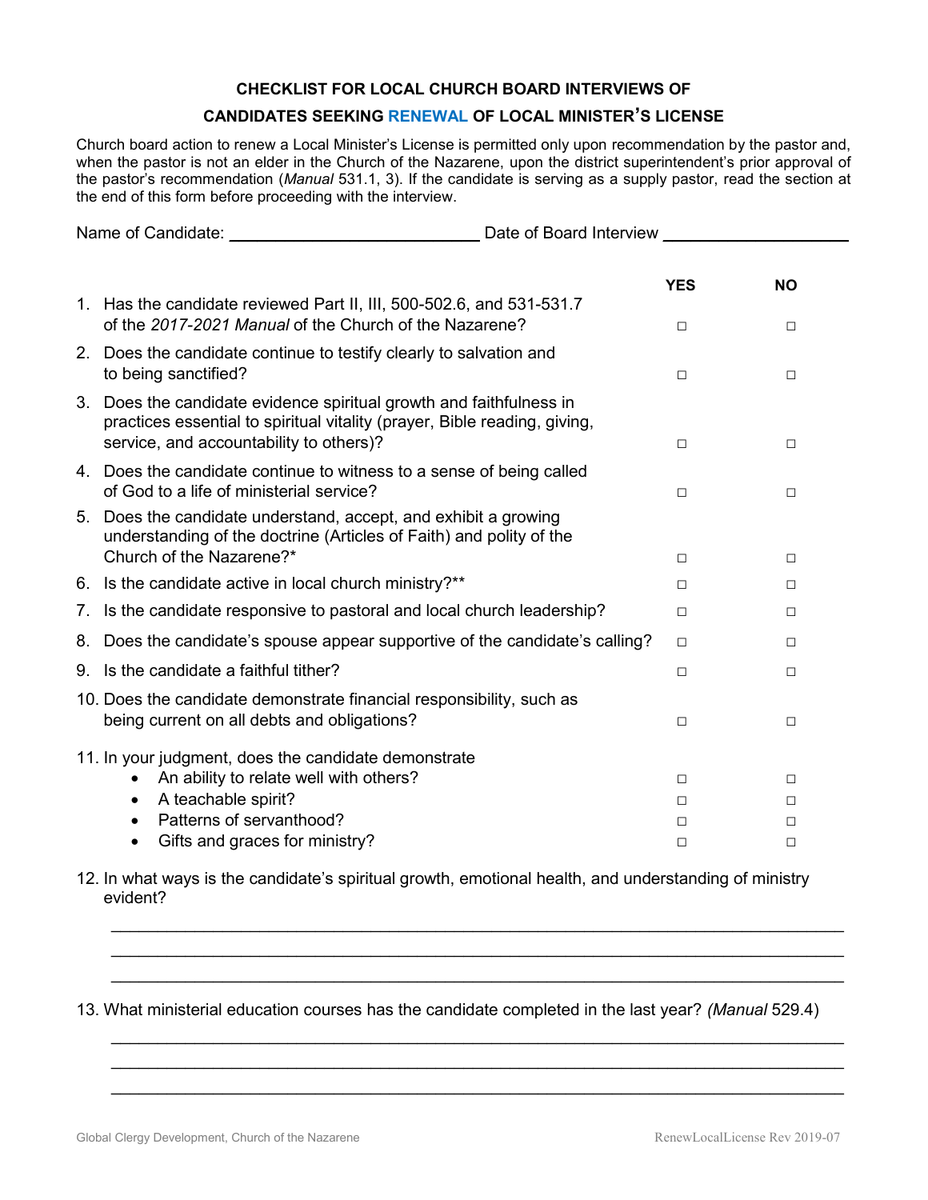## CHECKLIST FOR LOCAL CHURCH BOARD INTERVIEWS OF CANDIDATES SEEKING RENEWAL OF LOCAL MINISTER'S LICENSE

Church board action to renew a Local Minister's License is permitted only upon recommendation by the pastor and, when the pastor is not an elder in the Church of the Nazarene, upon the district superintendent's prior approval of the pastor's recommendation (*Manual* 531.1, 3). If the candidate is serving as a supply pastor, read the section at the end of this form before proceeding with the interview.

Name of Candidate: ____________________________ Date of Board Interview ____________________

| | YES | NO |
|---|---|---|
| 1. Has the candidate reviewed Part II, III, 500-502.6, and 531-531.7 of the *2017-2021 Manual* of the Church of the Nazarene? | □ | □ |
| 2. Does the candidate continue to testify clearly to salvation and to being sanctified? | □ | □ |
| 3. Does the candidate evidence spiritual growth and faithfulness in practices essential to spiritual vitality (prayer, Bible reading, giving, service, and accountability to others)? | □ | □ |
| 4. Does the candidate continue to witness to a sense of being called of God to a life of ministerial service? | □ | □ |
| 5. Does the candidate understand, accept, and exhibit a growing understanding of the doctrine (Articles of Faith) and polity of the Church of the Nazarene?* | □ | □ |
| 6. Is the candidate active in local church ministry?** | □ | □ |
| 7. Is the candidate responsive to pastoral and local church leadership? | □ | □ |
| 8. Does the candidate's spouse appear supportive of the candidate's calling? | □ | □ |
| 9. Is the candidate a faithful tither? | □ | □ |
| 10. Does the candidate demonstrate financial responsibility, such as being current on all debts and obligations? | □ | □ |
| 11. In your judgment, does the candidate demonstrate | | |
| • An ability to relate well with others? | □ | □ |
| • A teachable spirit? | □ | □ |
| • Patterns of servanthood? | □ | □ |
| • Gifts and graces for ministry? | □ | □ |

12. In what ways is the candidate's spiritual growth, emotional health, and understanding of ministry evident?

_______________________________________________________________________________

_______________________________________________________________________________

_______________________________________________________________________________

13. What ministerial education courses has the candidate completed in the last year? *(Manual* 529.4)

_______________________________________________________________________________

_______________________________________________________________________________

_______________________________________________________________________________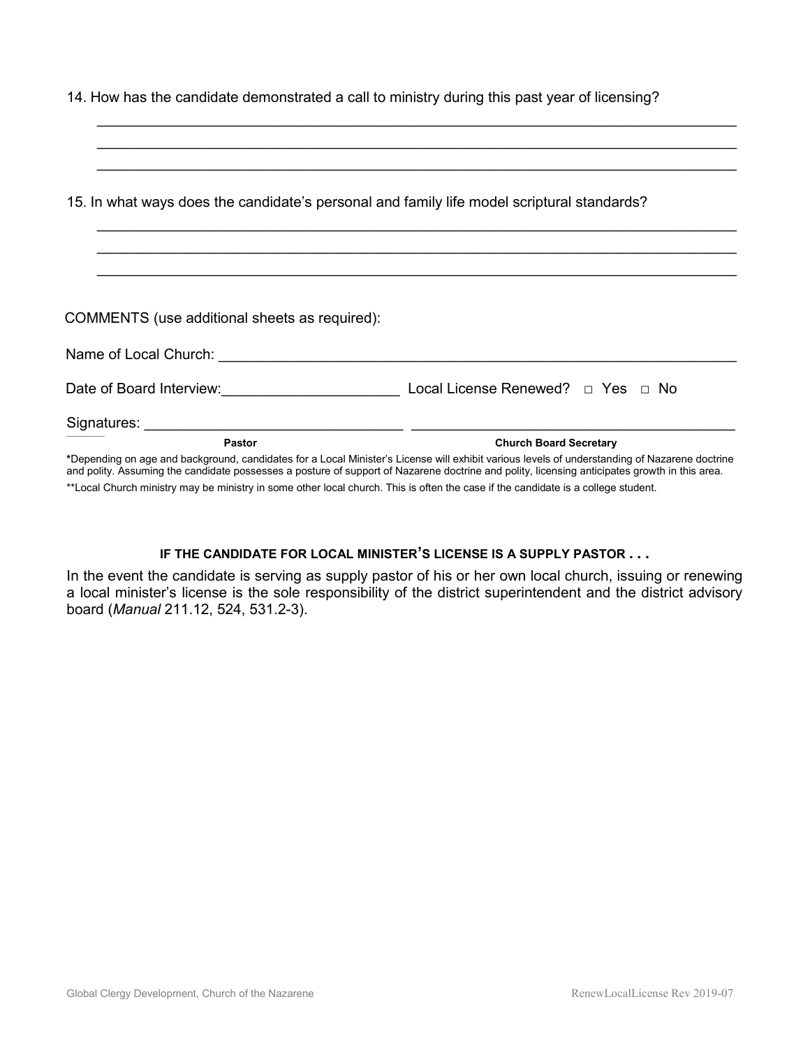14. How has the candidate demonstrated a call to ministry during this past year of licensing?

_______________________________________________________________________________

_______________________________________________________________________________

_______________________________________________________________________________

15. In what ways does the candidate's personal and family life model scriptural standards?

_______________________________________________________________________________

_______________________________________________________________________________

_______________________________________________________________________________

COMMENTS (use additional sheets as required):

Name of Local Church: ____________________________________________________________

Date of Board Interview:_____________________ Local License Renewed? □ Yes □ No

Signatures: ______________________________ ________________________________________

**Pastor** **Church Board Secretary**

***Depending on age and background, candidates for a Local Minister's License will exhibit various levels of understanding of Nazarene doctrine and polity. Assuming the candidate possesses a posture of support of Nazarene doctrine and polity, licensing anticipates growth in this area.**

**Local Church ministry may be ministry in some other local church. This is often the case if the candidate is a college student.

### IF THE CANDIDATE FOR LOCAL MINISTER'S LICENSE IS A SUPPLY PASTOR . . .

In the event the candidate is serving as supply pastor of his or her own local church, issuing or renewing a local minister's license is the sole responsibility of the district superintendent and the district advisory board (*Manual* 211.12, 524, 531.2-3).